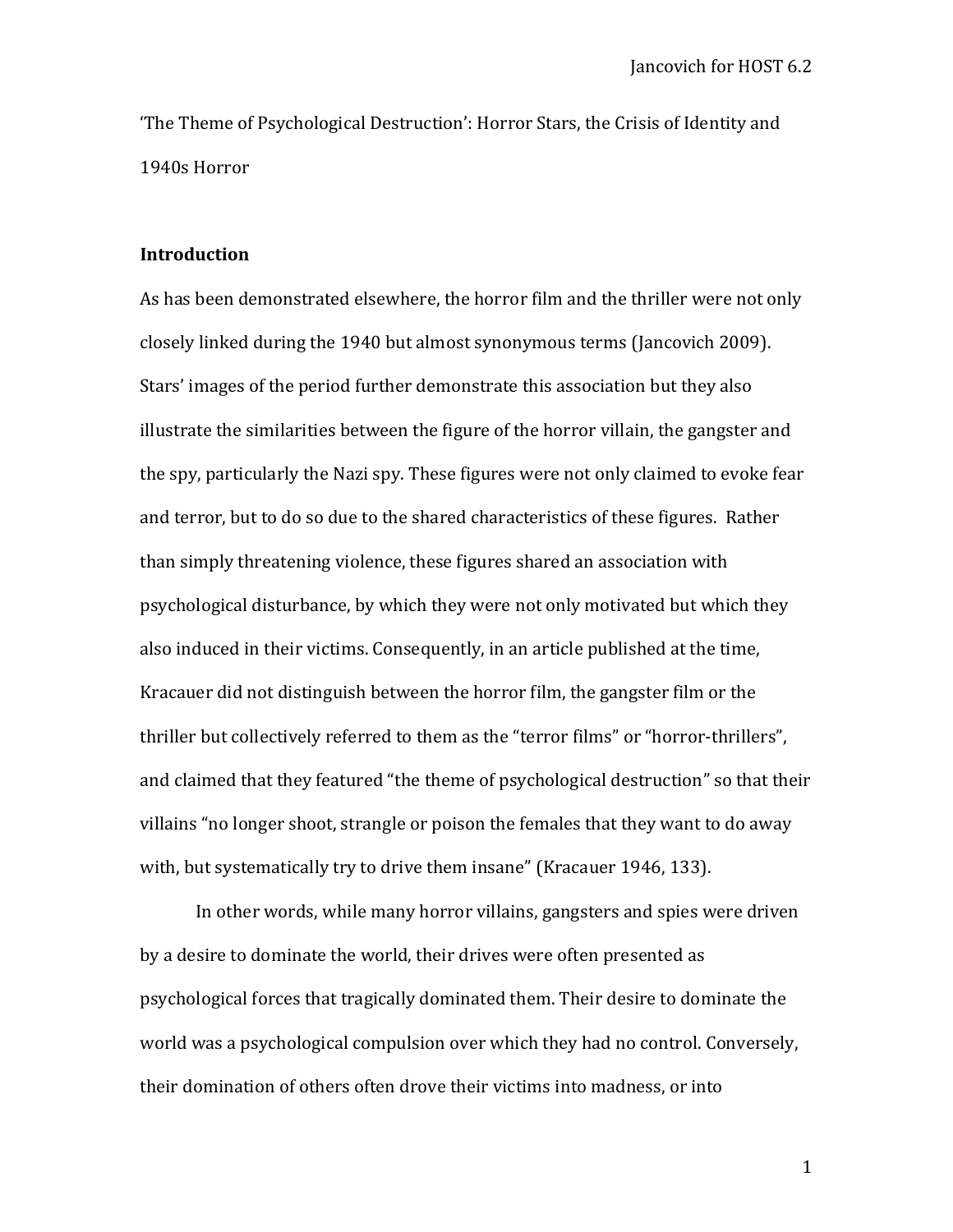# 'The Theme of Psychological Destruction': Horror Stars, the Crisis of Identity and 1940s Horror

## Introduction

As has been demonstrated elsewhere, the horror film and the thriller were not only closely linked during the 1940 but almost synonymous terms (Jancovich 2009). Stars' images of the period further demonstrate this association but they also illustrate the similarities between the figure of the horror villain, the gangster and the spy, particularly the Nazi spy. These figures were not only claimed to evoke fear and terror, but to do so due to the shared characteristics of these figures. Rather than simply threatening violence, these figures shared an association with psychological disturbance, by which they were not only motivated but which they also induced in their victims. Consequently, in an article published at the time, Kracauer did not distinguish between the horror film, the gangster film or the thriller but collectively referred to them as the "terror films" or "horror-thrillers", and claimed that they featured "the theme of psychological destruction" so that their villains "no longer shoot, strangle or poison the females that they want to do away with, but systematically try to drive them insane" (Kracauer 1946, 133).

In other words, while many horror villains, gangsters and spies were driven by a desire to dominate the world, their drives were often presented as psychological forces that tragically dominated them. Their desire to dominate the world was a psychological compulsion over which they had no control. Conversely, their domination of others often drove their victims into madness, or into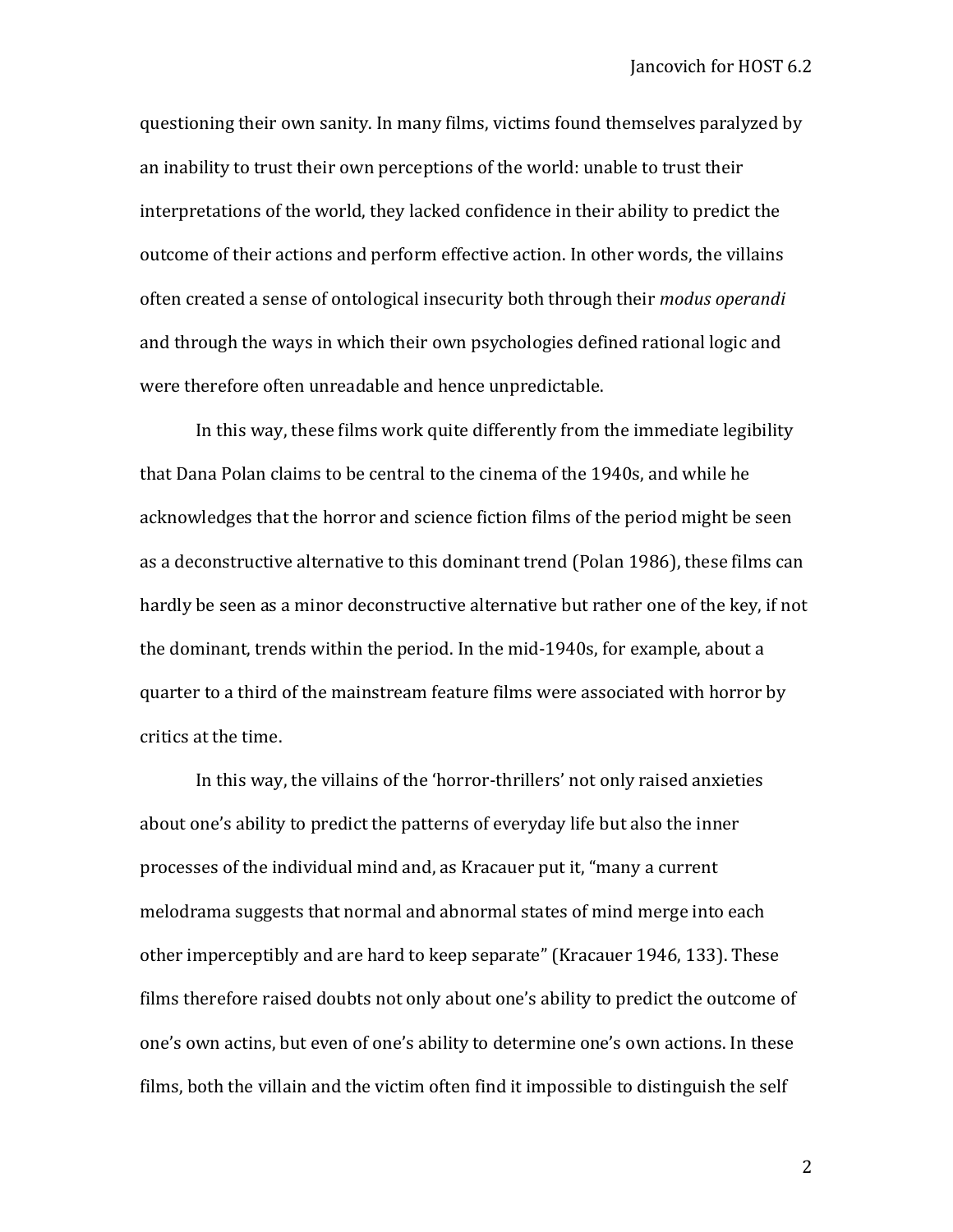questioning their own sanity. In many films, victims found themselves paralyzed by an inability to trust their own perceptions of the world: unable to trust their interpretations of the world, they lacked confidence in their ability to predict the outcome of their actions and perform effective action. In other words, the villains often created a sense of ontological insecurity both through their *modus operandi* and through the ways in which their own psychologies defined rational logic and were therefore often unreadable and hence unpredictable.

In this way, these films work quite differently from the immediate legibility that Dana Polan claims to be central to the cinema of the 1940s, and while he acknowledges that the horror and science fiction films of the period might be seen as a deconstructive alternative to this dominant trend (Polan 1986), these films can hardly be seen as a minor deconstructive alternative but rather one of the key, if not the dominant, trends within the period. In the mid-1940s, for example, about a quarter to a third of the mainstream feature films were associated with horror by critics at the time.

In this way, the villains of the 'horror-thrillers' not only raised anxieties about one's ability to predict the patterns of everyday life but also the inner processes of the individual mind and, as Kracauer put it, "many a current melodrama suggests that normal and abnormal states of mind merge into each other imperceptibly and are hard to keep separate" (Kracauer 1946, 133). These films therefore raised doubts not only about one's ability to predict the outcome of one's own actins, but even of one's ability to determine one's own actions. In these films, both the villain and the victim often find it impossible to distinguish the self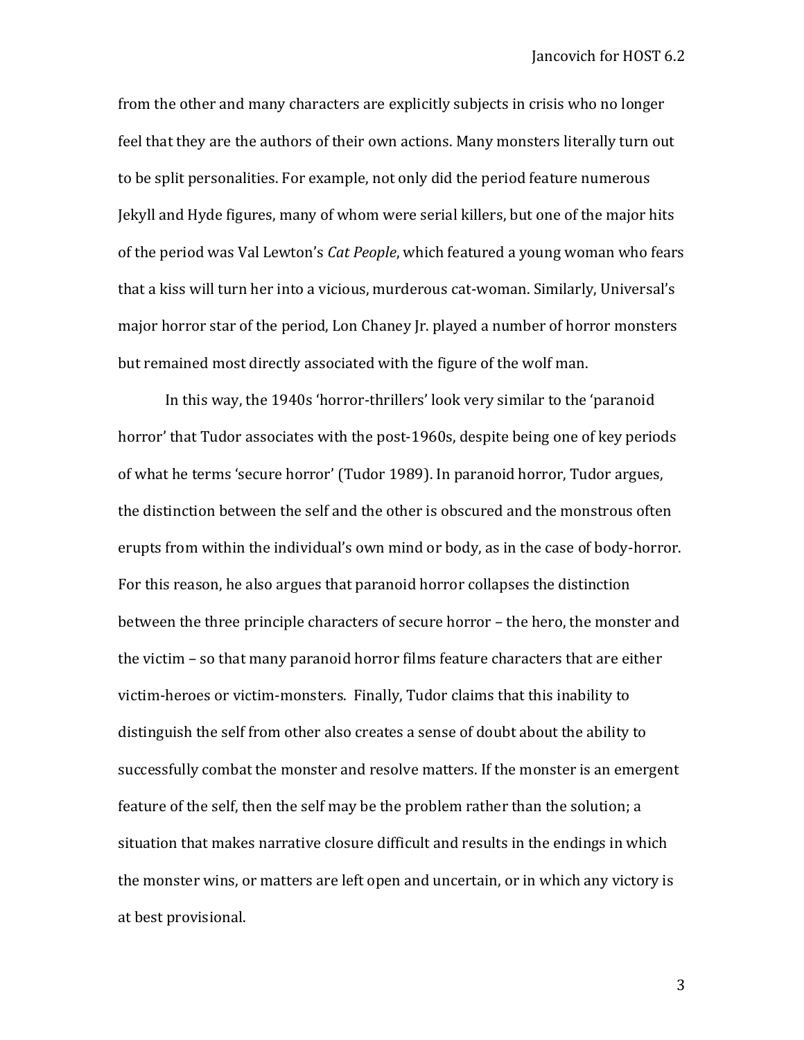from the other and many characters are explicitly subjects in crisis who no longer feel that they are the authors of their own actions. Many monsters literally turn out to be split personalities. For example, not only did the period feature numerous Jekyll and Hyde figures, many of whom were serial killers, but one of the major hits of the period was Val Lewton's *Cat People*, which featured a young woman who fears that a kiss will turn her into a vicious, murderous cat-woman. Similarly, Universal's major horror star of the period, Lon Chaney Jr. played a number of horror monsters but remained most directly associated with the figure of the wolf man.

In this way, the 1940s 'horror-thrillers' look very similar to the 'paranoid horror' that Tudor associates with the post-1960s, despite being one of key periods of what he terms 'secure horror' (Tudor 1989). In paranoid horror, Tudor argues, the distinction between the self and the other is obscured and the monstrous often erupts from within the individual's own mind or body, as in the case of body-horror. For this reason, he also argues that paranoid horror collapses the distinction between the three principle characters of secure horror – the hero, the monster and the victim – so that many paranoid horror films feature characters that are either victim-heroes or victim-monsters. Finally, Tudor claims that this inability to distinguish the self from other also creates a sense of doubt about the ability to successfully combat the monster and resolve matters. If the monster is an emergent feature of the self, then the self may be the problem rather than the solution; a situation that makes narrative closure difficult and results in the endings in which the monster wins, or matters are left open and uncertain, or in which any victory is at best provisional.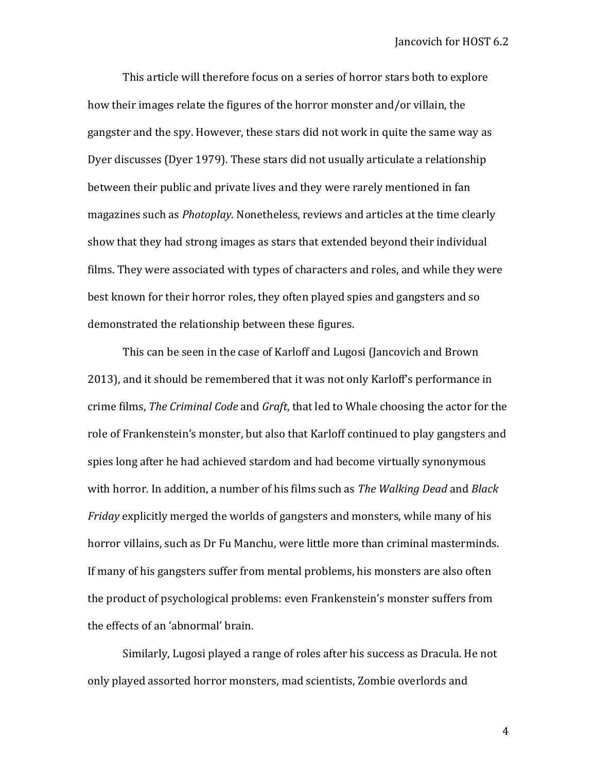This article will therefore focus on a series of horror stars both to explore how their images relate the figures of the horror monster and/or villain, the gangster and the spy. However, these stars did not work in quite the same way as Dyer discusses (Dyer 1979). These stars did not usually articulate a relationship between their public and private lives and they were rarely mentioned in fan magazines such as *Photoplay*. Nonetheless, reviews and articles at the time clearly show that they had strong images as stars that extended beyond their individual films. They were associated with types of characters and roles, and while they were best known for their horror roles, they often played spies and gangsters and so demonstrated the relationship between these figures.

This can be seen in the case of Karloff and Lugosi (Jancovich and Brown 2013), and it should be remembered that it was not only Karloff's performance in crime films, *The Criminal Code* and *Graft*, that led to Whale choosing the actor for the role of Frankenstein's monster, but also that Karloff continued to play gangsters and spies long after he had achieved stardom and had become virtually synonymous with horror. In addition, a number of his films such as *The Walking Dead* and *Black Friday* explicitly merged the worlds of gangsters and monsters, while many of his horror villains, such as Dr Fu Manchu, were little more than criminal masterminds. If many of his gangsters suffer from mental problems, his monsters are also often the product of psychological problems: even Frankenstein's monster suffers from the effects of an 'abnormal' brain.

Similarly, Lugosi played a range of roles after his success as Dracula. He not only played assorted horror monsters, mad scientists, Zombie overlords and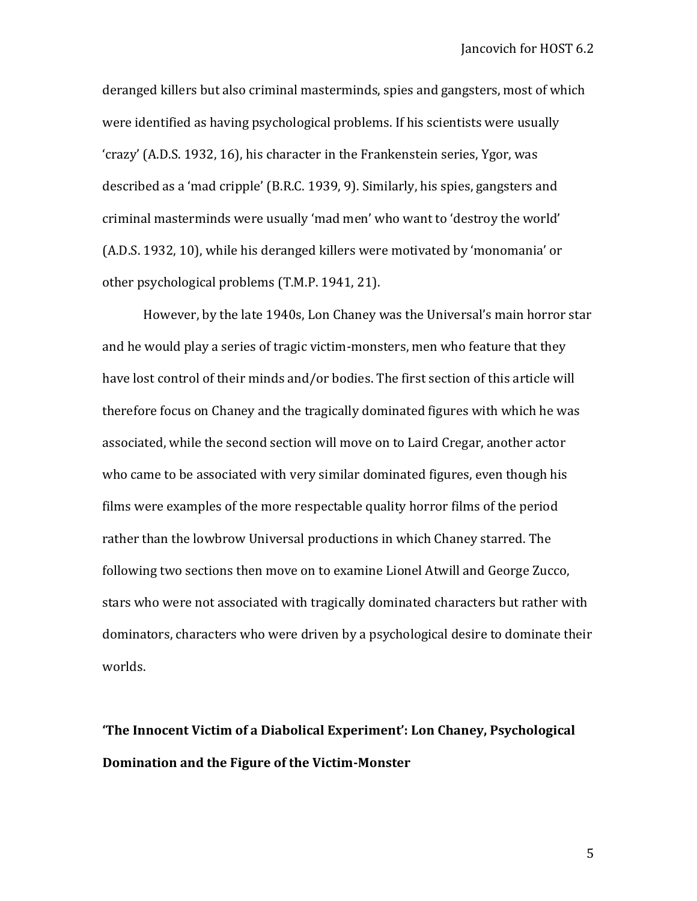deranged killers but also criminal masterminds, spies and gangsters, most of which were identified as having psychological problems. If his scientists were usually 'crazy' (A.D.S. 1932, 16), his character in the Frankenstein series, Ygor, was described as a 'mad cripple' (B.R.C. 1939, 9). Similarly, his spies, gangsters and criminal masterminds were usually 'mad men' who want to 'destroy the world' (A.D.S. 1932, 10), while his deranged killers were motivated by 'monomania' or other psychological problems (T.M.P. 1941, 21).

However, by the late 1940s, Lon Chaney was the Universal's main horror star and he would play a series of tragic victim-monsters, men who feature that they have lost control of their minds and/or bodies. The first section of this article will therefore focus on Chaney and the tragically dominated figures with which he was associated, while the second section will move on to Laird Cregar, another actor who came to be associated with very similar dominated figures, even though his films were examples of the more respectable quality horror films of the period rather than the lowbrow Universal productions in which Chaney starred. The following two sections then move on to examine Lionel Atwill and George Zucco, stars who were not associated with tragically dominated characters but rather with dominators, characters who were driven by a psychological desire to dominate their worlds.

## 'The Innocent Victim of a Diabolical Experiment': Lon Chaney, Psychological Domination and the Figure of the Victim-Monster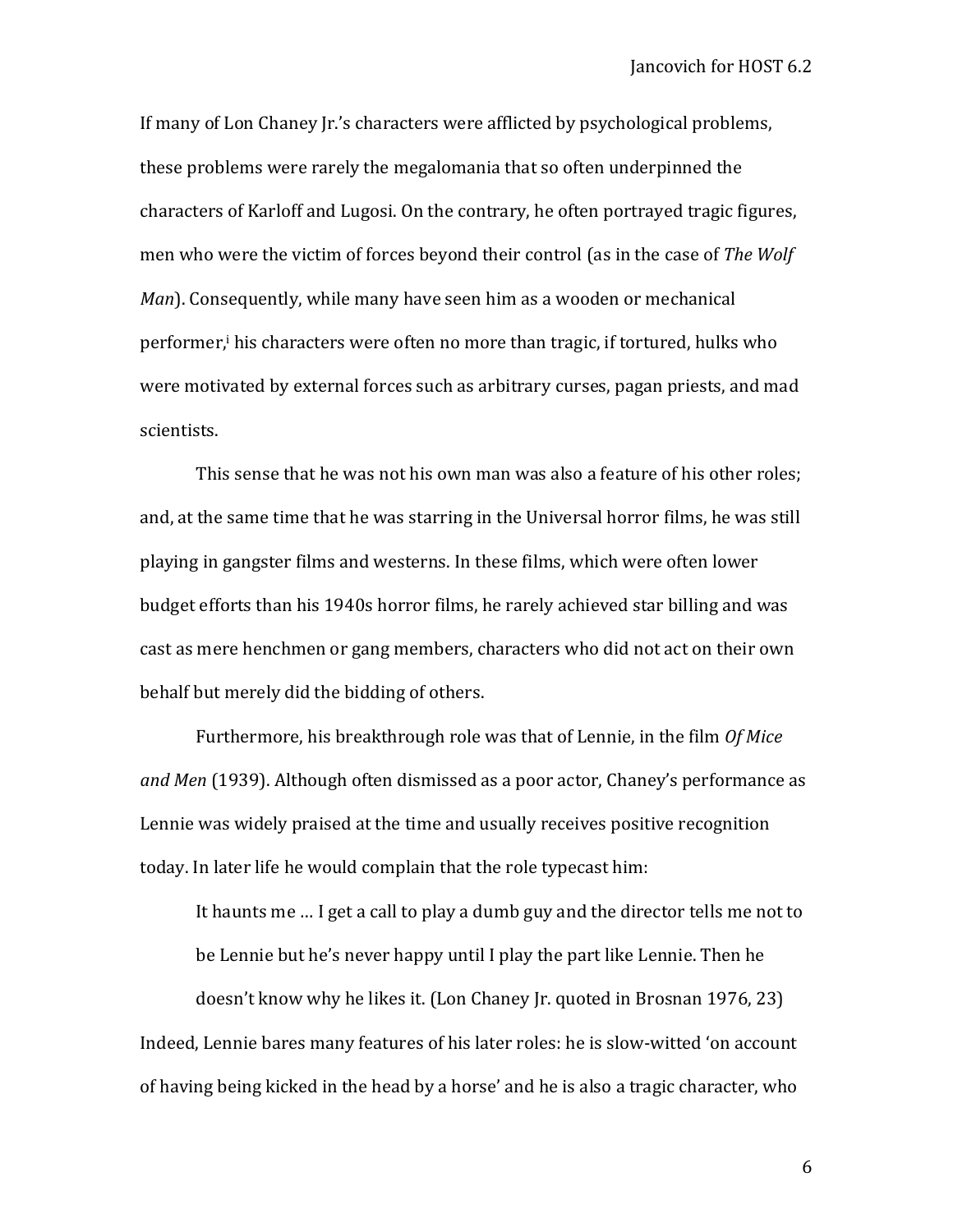If many of Lon Chaney Jr.'s characters were afflicted by psychological problems, these problems were rarely the megalomania that so often underpinned the characters of Karloff and Lugosi. On the contrary, he often portrayed tragic figures, men who were the victim of forces beyond their control (as in the case of *The Wolf Man*). Consequently, while many have seen him as a wooden or mechanical performer,[i] his characters were often no more than tragic, if tortured, hulks who were motivated by external forces such as arbitrary curses, pagan priests, and mad scientists.

This sense that he was not his own man was also a feature of his other roles; and, at the same time that he was starring in the Universal horror films, he was still playing in gangster films and westerns. In these films, which were often lower budget efforts than his 1940s horror films, he rarely achieved star billing and was cast as mere henchmen or gang members, characters who did not act on their own behalf but merely did the bidding of others.

Furthermore, his breakthrough role was that of Lennie, in the film *Of Mice and Men* (1939). Although often dismissed as a poor actor, Chaney's performance as Lennie was widely praised at the time and usually receives positive recognition today. In later life he would complain that the role typecast him:

> It haunts me … I get a call to play a dumb guy and the director tells me not to be Lennie but he's never happy until I play the part like Lennie. Then he doesn't know why he likes it. (Lon Chaney Jr. quoted in Brosnan 1976, 23)

Indeed, Lennie bares many features of his later roles: he is slow-witted 'on account of having being kicked in the head by a horse' and he is also a tragic character, who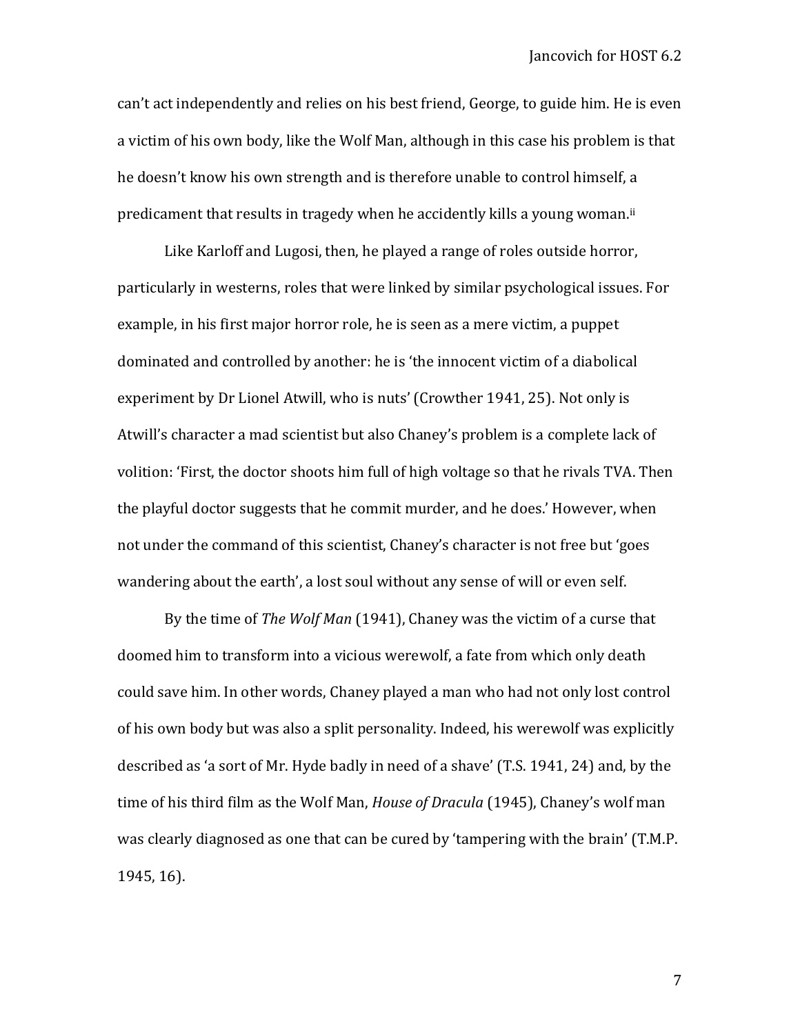can't act independently and relies on his best friend, George, to guide him. He is even a victim of his own body, like the Wolf Man, although in this case his problem is that he doesn't know his own strength and is therefore unable to control himself, a predicament that results in tragedy when he accidently kills a young woman.[ii]

Like Karloff and Lugosi, then, he played a range of roles outside horror, particularly in westerns, roles that were linked by similar psychological issues. For example, in his first major horror role, he is seen as a mere victim, a puppet dominated and controlled by another: he is 'the innocent victim of a diabolical experiment by Dr Lionel Atwill, who is nuts' (Crowther 1941, 25). Not only is Atwill's character a mad scientist but also Chaney's problem is a complete lack of volition: 'First, the doctor shoots him full of high voltage so that he rivals TVA. Then the playful doctor suggests that he commit murder, and he does.' However, when not under the command of this scientist, Chaney's character is not free but 'goes wandering about the earth', a lost soul without any sense of will or even self.

By the time of *The Wolf Man* (1941), Chaney was the victim of a curse that doomed him to transform into a vicious werewolf, a fate from which only death could save him. In other words, Chaney played a man who had not only lost control of his own body but was also a split personality. Indeed, his werewolf was explicitly described as 'a sort of Mr. Hyde badly in need of a shave' (T.S. 1941, 24) and, by the time of his third film as the Wolf Man, *House of Dracula* (1945), Chaney's wolf man was clearly diagnosed as one that can be cured by 'tampering with the brain' (T.M.P. 1945, 16).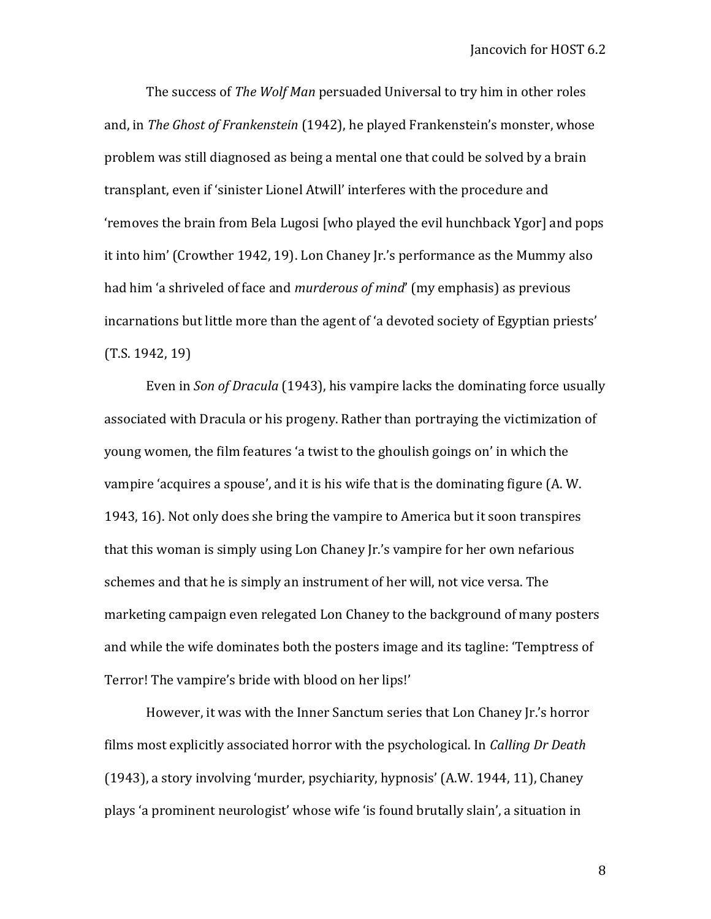The success of *The Wolf Man* persuaded Universal to try him in other roles and, in *The Ghost of Frankenstein* (1942), he played Frankenstein's monster, whose problem was still diagnosed as being a mental one that could be solved by a brain transplant, even if 'sinister Lionel Atwill' interferes with the procedure and 'removes the brain from Bela Lugosi [who played the evil hunchback Ygor] and pops it into him' (Crowther 1942, 19). Lon Chaney Jr.'s performance as the Mummy also had him 'a shriveled of face and *murderous of mind*' (my emphasis) as previous incarnations but little more than the agent of 'a devoted society of Egyptian priests' (T.S. 1942, 19)

Even in *Son of Dracula* (1943), his vampire lacks the dominating force usually associated with Dracula or his progeny. Rather than portraying the victimization of young women, the film features 'a twist to the ghoulish goings on' in which the vampire 'acquires a spouse', and it is his wife that is the dominating figure (A. W. 1943, 16). Not only does she bring the vampire to America but it soon transpires that this woman is simply using Lon Chaney Jr.'s vampire for her own nefarious schemes and that he is simply an instrument of her will, not vice versa. The marketing campaign even relegated Lon Chaney to the background of many posters and while the wife dominates both the posters image and its tagline: 'Temptress of Terror! The vampire's bride with blood on her lips!'

However, it was with the Inner Sanctum series that Lon Chaney Jr.'s horror films most explicitly associated horror with the psychological. In *Calling Dr Death* (1943), a story involving 'murder, psychiarity, hypnosis' (A.W. 1944, 11), Chaney plays 'a prominent neurologist' whose wife 'is found brutally slain', a situation in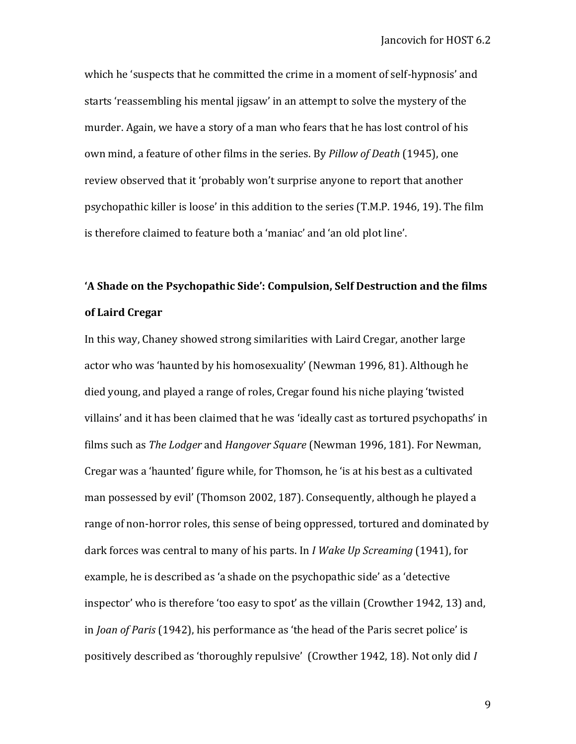which he 'suspects that he committed the crime in a moment of self-hypnosis' and starts 'reassembling his mental jigsaw' in an attempt to solve the mystery of the murder. Again, we have a story of a man who fears that he has lost control of his own mind, a feature of other films in the series. By *Pillow of Death* (1945), one review observed that it 'probably won't surprise anyone to report that another psychopathic killer is loose' in this addition to the series (T.M.P. 1946, 19). The film is therefore claimed to feature both a 'maniac' and 'an old plot line'.

## 'A Shade on the Psychopathic Side': Compulsion, Self Destruction and the films of Laird Cregar

In this way, Chaney showed strong similarities with Laird Cregar, another large actor who was 'haunted by his homosexuality' (Newman 1996, 81). Although he died young, and played a range of roles, Cregar found his niche playing 'twisted villains' and it has been claimed that he was 'ideally cast as tortured psychopaths' in films such as *The Lodger* and *Hangover Square* (Newman 1996, 181). For Newman, Cregar was a 'haunted' figure while, for Thomson, he 'is at his best as a cultivated man possessed by evil' (Thomson 2002, 187). Consequently, although he played a range of non-horror roles, this sense of being oppressed, tortured and dominated by dark forces was central to many of his parts. In *I Wake Up Screaming* (1941), for example, he is described as 'a shade on the psychopathic side' as a 'detective inspector' who is therefore 'too easy to spot' as the villain (Crowther 1942, 13) and, in *Joan of Paris* (1942), his performance as 'the head of the Paris secret police' is positively described as 'thoroughly repulsive' (Crowther 1942, 18). Not only did *I*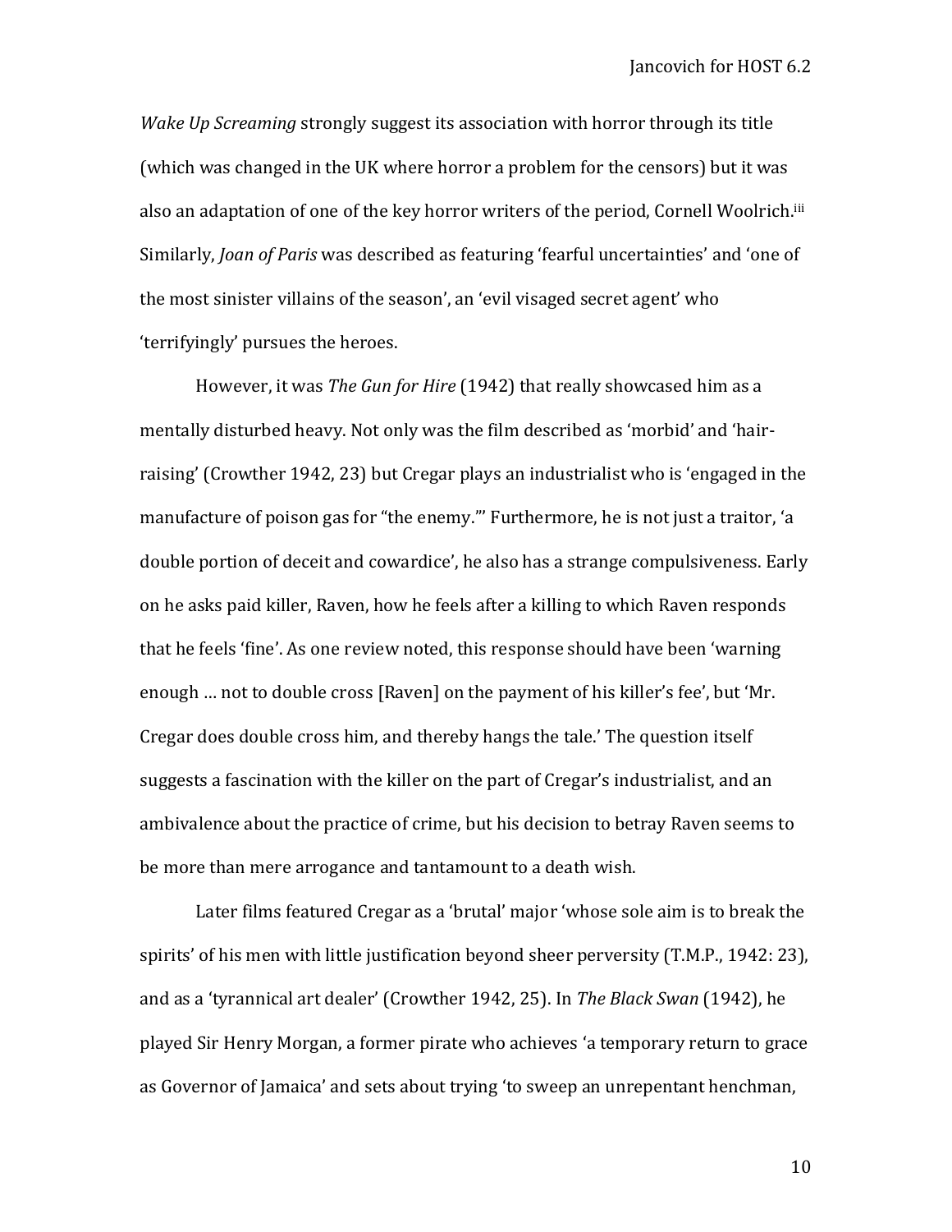*Wake Up Screaming* strongly suggest its association with horror through its title (which was changed in the UK where horror a problem for the censors) but it was also an adaptation of one of the key horror writers of the period, Cornell Woolrich.[iii] Similarly, *Joan of Paris* was described as featuring 'fearful uncertainties' and 'one of the most sinister villains of the season', an 'evil visaged secret agent' who 'terrifyingly' pursues the heroes.

However, it was *The Gun for Hire* (1942) that really showcased him as a mentally disturbed heavy. Not only was the film described as 'morbid' and 'hair-raising' (Crowther 1942, 23) but Cregar plays an industrialist who is 'engaged in the manufacture of poison gas for "the enemy."' Furthermore, he is not just a traitor, 'a double portion of deceit and cowardice', he also has a strange compulsiveness. Early on he asks paid killer, Raven, how he feels after a killing to which Raven responds that he feels 'fine'. As one review noted, this response should have been 'warning enough … not to double cross [Raven] on the payment of his killer's fee', but 'Mr. Cregar does double cross him, and thereby hangs the tale.' The question itself suggests a fascination with the killer on the part of Cregar's industrialist, and an ambivalence about the practice of crime, but his decision to betray Raven seems to be more than mere arrogance and tantamount to a death wish.

Later films featured Cregar as a 'brutal' major 'whose sole aim is to break the spirits' of his men with little justification beyond sheer perversity (T.M.P., 1942: 23), and as a 'tyrannical art dealer' (Crowther 1942, 25). In *The Black Swan* (1942), he played Sir Henry Morgan, a former pirate who achieves 'a temporary return to grace as Governor of Jamaica' and sets about trying 'to sweep an unrepentant henchman,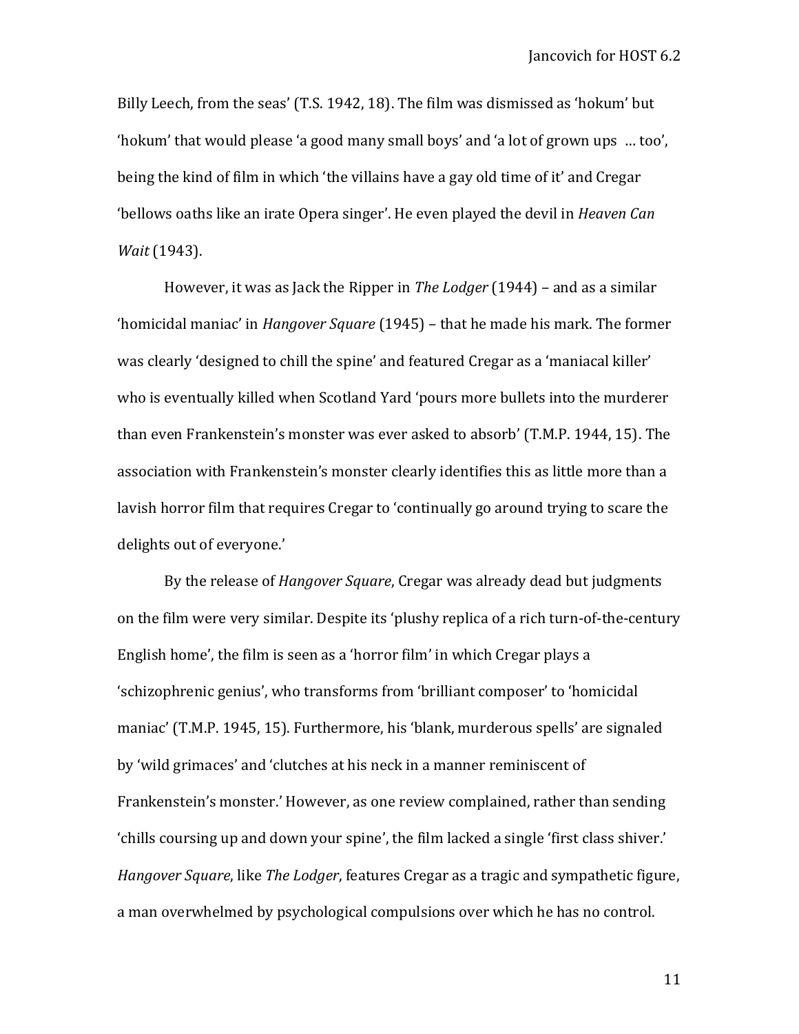Billy Leech, from the seas' (T.S. 1942, 18). The film was dismissed as 'hokum' but 'hokum' that would please 'a good many small boys' and 'a lot of grown ups … too', being the kind of film in which 'the villains have a gay old time of it' and Cregar 'bellows oaths like an irate Opera singer'. He even played the devil in *Heaven Can Wait* (1943).

However, it was as Jack the Ripper in *The Lodger* (1944) – and as a similar 'homicidal maniac' in *Hangover Square* (1945) – that he made his mark. The former was clearly 'designed to chill the spine' and featured Cregar as a 'maniacal killer' who is eventually killed when Scotland Yard 'pours more bullets into the murderer than even Frankenstein's monster was ever asked to absorb' (T.M.P. 1944, 15). The association with Frankenstein's monster clearly identifies this as little more than a lavish horror film that requires Cregar to 'continually go around trying to scare the delights out of everyone.'

By the release of *Hangover Square*, Cregar was already dead but judgments on the film were very similar. Despite its 'plushy replica of a rich turn-of-the-century English home', the film is seen as a 'horror film' in which Cregar plays a 'schizophrenic genius', who transforms from 'brilliant composer' to 'homicidal maniac' (T.M.P. 1945, 15). Furthermore, his 'blank, murderous spells' are signaled by 'wild grimaces' and 'clutches at his neck in a manner reminiscent of Frankenstein's monster.' However, as one review complained, rather than sending 'chills coursing up and down your spine', the film lacked a single 'first class shiver.' *Hangover Square*, like *The Lodger*, features Cregar as a tragic and sympathetic figure, a man overwhelmed by psychological compulsions over which he has no control.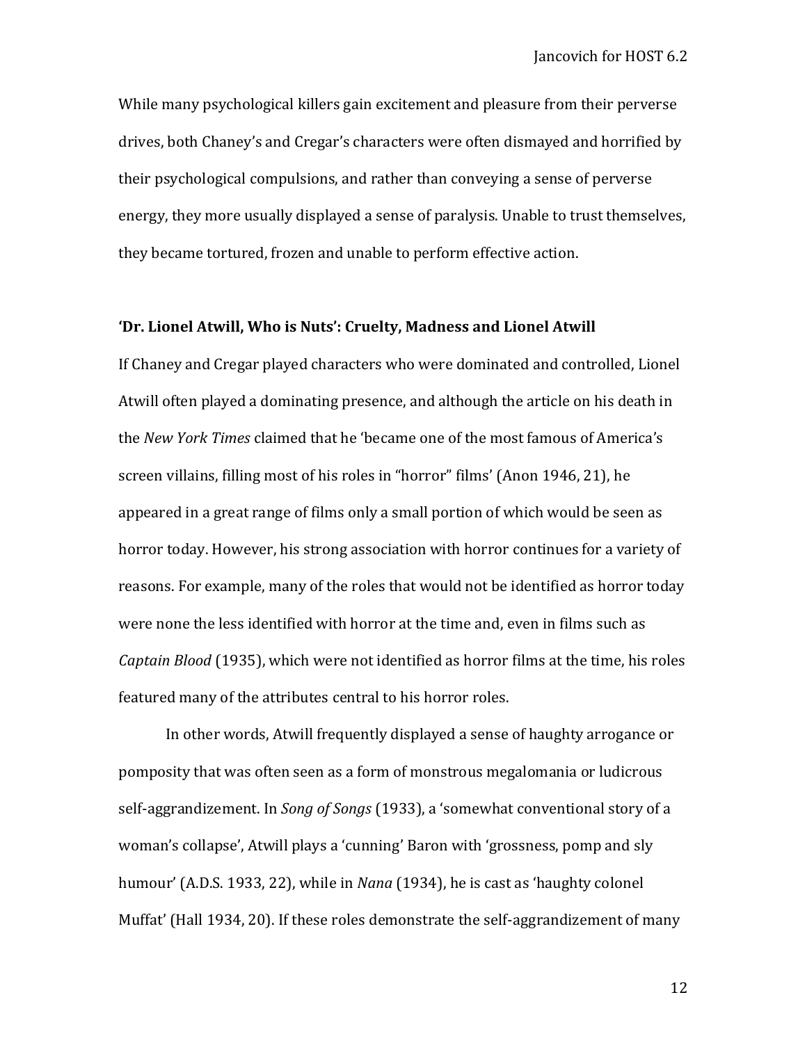While many psychological killers gain excitement and pleasure from their perverse drives, both Chaney's and Cregar's characters were often dismayed and horrified by their psychological compulsions, and rather than conveying a sense of perverse energy, they more usually displayed a sense of paralysis. Unable to trust themselves, they became tortured, frozen and unable to perform effective action.

**'Dr. Lionel Atwill, Who is Nuts': Cruelty, Madness and Lionel Atwill**

If Chaney and Cregar played characters who were dominated and controlled, Lionel Atwill often played a dominating presence, and although the article on his death in the *New York Times* claimed that he 'became one of the most famous of America's screen villains, filling most of his roles in "horror" films' (Anon 1946, 21), he appeared in a great range of films only a small portion of which would be seen as horror today. However, his strong association with horror continues for a variety of reasons. For example, many of the roles that would not be identified as horror today were none the less identified with horror at the time and, even in films such as *Captain Blood* (1935), which were not identified as horror films at the time, his roles featured many of the attributes central to his horror roles.

In other words, Atwill frequently displayed a sense of haughty arrogance or pomposity that was often seen as a form of monstrous megalomania or ludicrous self-aggrandizement. In *Song of Songs* (1933), a 'somewhat conventional story of a woman's collapse', Atwill plays a 'cunning' Baron with 'grossness, pomp and sly humour' (A.D.S. 1933, 22), while in *Nana* (1934), he is cast as 'haughty colonel Muffat' (Hall 1934, 20). If these roles demonstrate the self-aggrandizement of many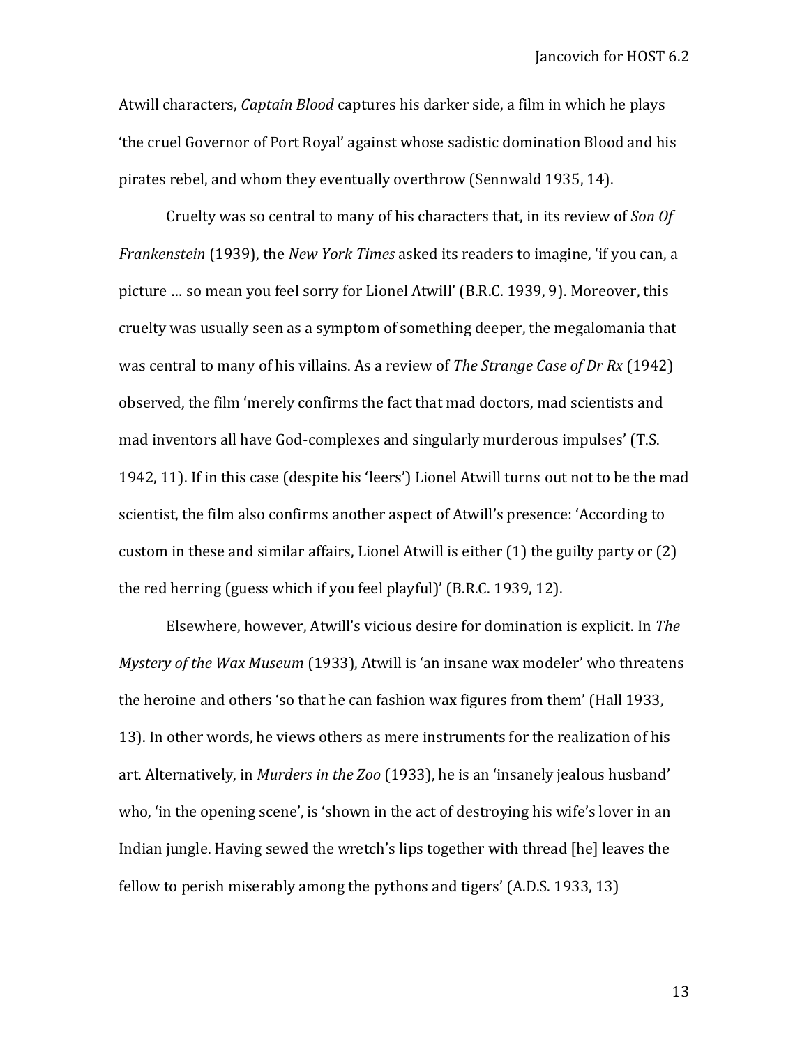Atwill characters, *Captain Blood* captures his darker side, a film in which he plays 'the cruel Governor of Port Royal' against whose sadistic domination Blood and his pirates rebel, and whom they eventually overthrow (Sennwald 1935, 14).

Cruelty was so central to many of his characters that, in its review of *Son Of Frankenstein* (1939), the *New York Times* asked its readers to imagine, 'if you can, a picture … so mean you feel sorry for Lionel Atwill' (B.R.C. 1939, 9). Moreover, this cruelty was usually seen as a symptom of something deeper, the megalomania that was central to many of his villains. As a review of *The Strange Case of Dr Rx* (1942) observed, the film 'merely confirms the fact that mad doctors, mad scientists and mad inventors all have God-complexes and singularly murderous impulses' (T.S. 1942, 11). If in this case (despite his 'leers') Lionel Atwill turns out not to be the mad scientist, the film also confirms another aspect of Atwill's presence: 'According to custom in these and similar affairs, Lionel Atwill is either (1) the guilty party or (2) the red herring (guess which if you feel playful)' (B.R.C. 1939, 12).

Elsewhere, however, Atwill's vicious desire for domination is explicit. In *The Mystery of the Wax Museum* (1933), Atwill is 'an insane wax modeler' who threatens the heroine and others 'so that he can fashion wax figures from them' (Hall 1933, 13). In other words, he views others as mere instruments for the realization of his art. Alternatively, in *Murders in the Zoo* (1933), he is an 'insanely jealous husband' who, 'in the opening scene', is 'shown in the act of destroying his wife's lover in an Indian jungle. Having sewed the wretch's lips together with thread [he] leaves the fellow to perish miserably among the pythons and tigers' (A.D.S. 1933, 13)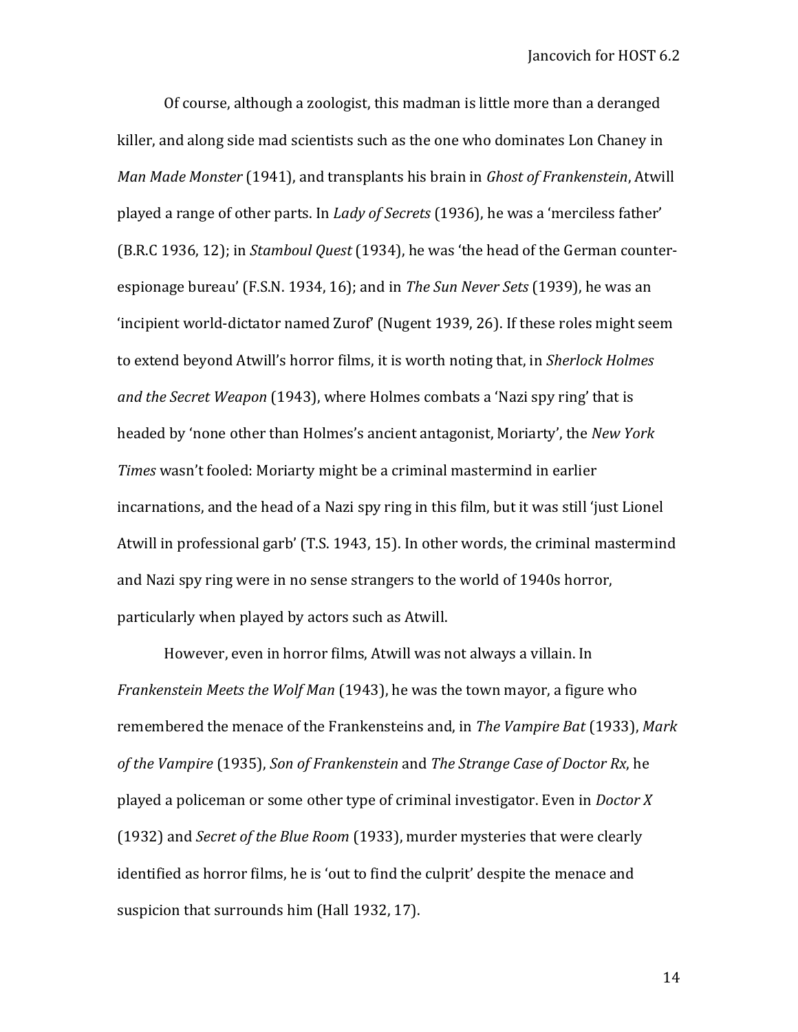Of course, although a zoologist, this madman is little more than a deranged killer, and along side mad scientists such as the one who dominates Lon Chaney in *Man Made Monster* (1941), and transplants his brain in *Ghost of Frankenstein*, Atwill played a range of other parts. In *Lady of Secrets* (1936), he was a 'merciless father' (B.R.C 1936, 12); in *Stamboul Quest* (1934), he was 'the head of the German counter-espionage bureau' (F.S.N. 1934, 16); and in *The Sun Never Sets* (1939), he was an 'incipient world-dictator named Zurof' (Nugent 1939, 26). If these roles might seem to extend beyond Atwill's horror films, it is worth noting that, in *Sherlock Holmes and the Secret Weapon* (1943), where Holmes combats a 'Nazi spy ring' that is headed by 'none other than Holmes's ancient antagonist, Moriarty', the *New York Times* wasn't fooled: Moriarty might be a criminal mastermind in earlier incarnations, and the head of a Nazi spy ring in this film, but it was still 'just Lionel Atwill in professional garb' (T.S. 1943, 15). In other words, the criminal mastermind and Nazi spy ring were in no sense strangers to the world of 1940s horror, particularly when played by actors such as Atwill.

However, even in horror films, Atwill was not always a villain. In *Frankenstein Meets the Wolf Man* (1943), he was the town mayor, a figure who remembered the menace of the Frankensteins and, in *The Vampire Bat* (1933), *Mark of the Vampire* (1935), *Son of Frankenstein* and *The Strange Case of Doctor Rx*, he played a policeman or some other type of criminal investigator. Even in *Doctor X* (1932) and *Secret of the Blue Room* (1933), murder mysteries that were clearly identified as horror films, he is 'out to find the culprit' despite the menace and suspicion that surrounds him (Hall 1932, 17).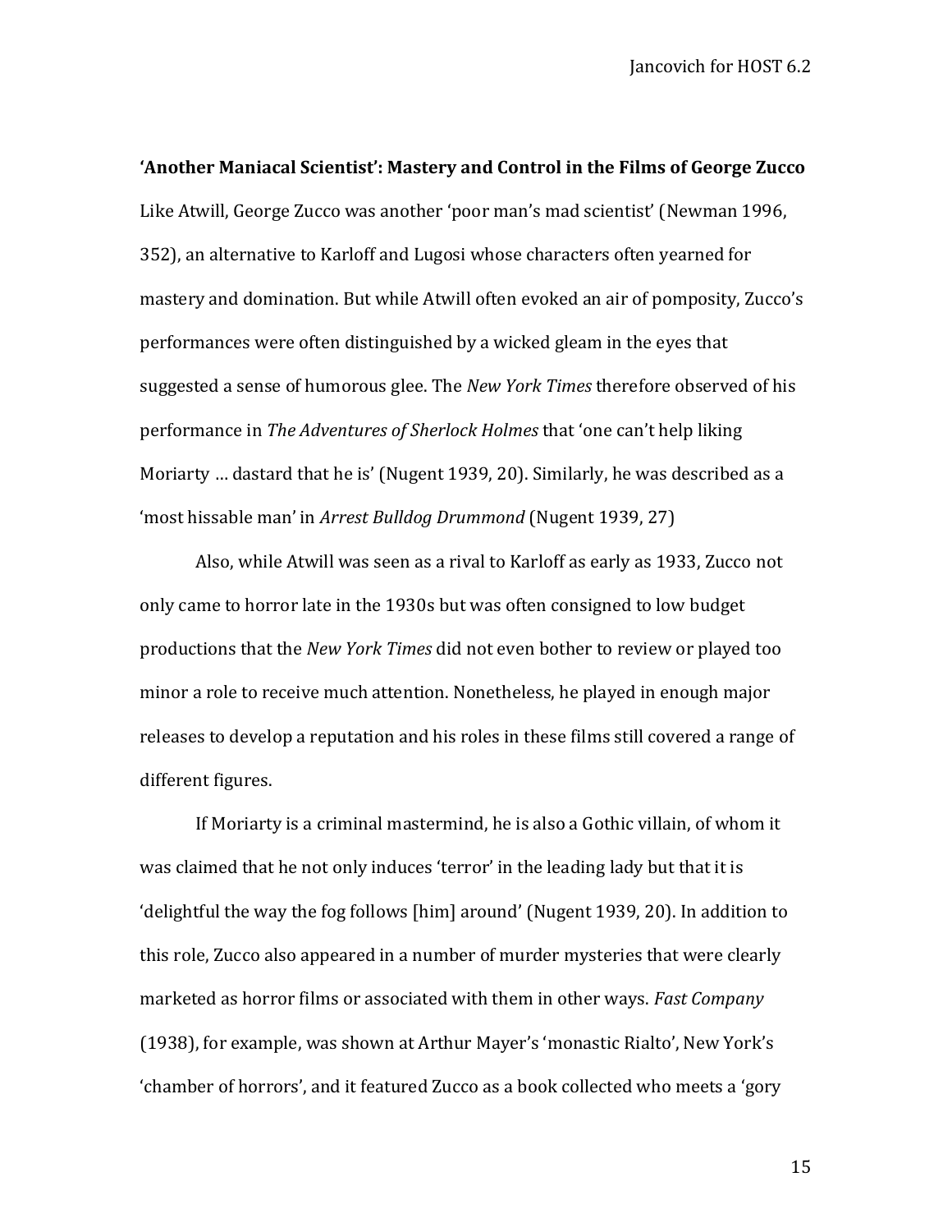**'Another Maniacal Scientist': Mastery and Control in the Films of George Zucco**

Like Atwill, George Zucco was another 'poor man's mad scientist' (Newman 1996, 352), an alternative to Karloff and Lugosi whose characters often yearned for mastery and domination. But while Atwill often evoked an air of pomposity, Zucco's performances were often distinguished by a wicked gleam in the eyes that suggested a sense of humorous glee. The *New York Times* therefore observed of his performance in *The Adventures of Sherlock Holmes* that 'one can't help liking Moriarty … dastard that he is' (Nugent 1939, 20). Similarly, he was described as a 'most hissable man' in *Arrest Bulldog Drummond* (Nugent 1939, 27)

Also, while Atwill was seen as a rival to Karloff as early as 1933, Zucco not only came to horror late in the 1930s but was often consigned to low budget productions that the *New York Times* did not even bother to review or played too minor a role to receive much attention. Nonetheless, he played in enough major releases to develop a reputation and his roles in these films still covered a range of different figures.

If Moriarty is a criminal mastermind, he is also a Gothic villain, of whom it was claimed that he not only induces 'terror' in the leading lady but that it is 'delightful the way the fog follows [him] around' (Nugent 1939, 20). In addition to this role, Zucco also appeared in a number of murder mysteries that were clearly marketed as horror films or associated with them in other ways. *Fast Company* (1938), for example, was shown at Arthur Mayer's 'monastic Rialto', New York's 'chamber of horrors', and it featured Zucco as a book collected who meets a 'gory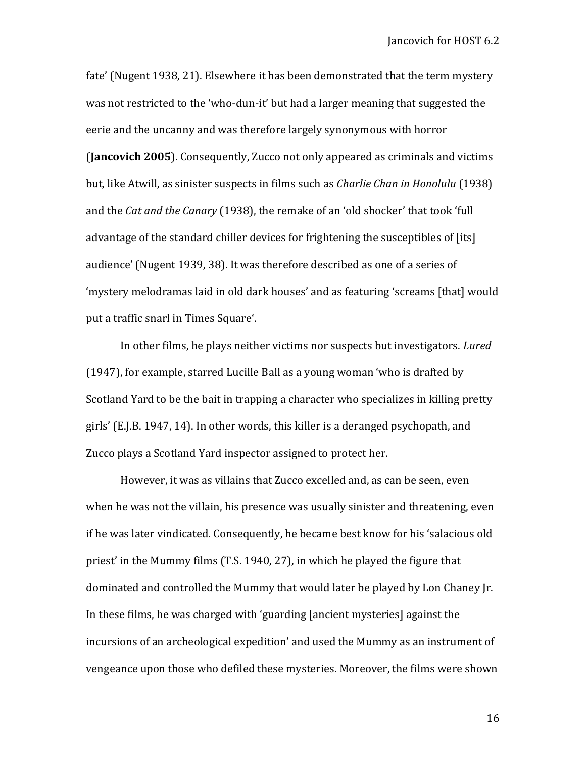fate' (Nugent 1938, 21). Elsewhere it has been demonstrated that the term mystery was not restricted to the 'who-dun-it' but had a larger meaning that suggested the eerie and the uncanny and was therefore largely synonymous with horror (**Jancovich 2005**). Consequently, Zucco not only appeared as criminals and victims but, like Atwill, as sinister suspects in films such as *Charlie Chan in Honolulu* (1938) and the *Cat and the Canary* (1938), the remake of an 'old shocker' that took 'full advantage of the standard chiller devices for frightening the susceptibles of [its] audience' (Nugent 1939, 38). It was therefore described as one of a series of 'mystery melodramas laid in old dark houses' and as featuring 'screams [that] would put a traffic snarl in Times Square'.

In other films, he plays neither victims nor suspects but investigators. *Lured* (1947), for example, starred Lucille Ball as a young woman 'who is drafted by Scotland Yard to be the bait in trapping a character who specializes in killing pretty girls' (E.J.B. 1947, 14). In other words, this killer is a deranged psychopath, and Zucco plays a Scotland Yard inspector assigned to protect her.

However, it was as villains that Zucco excelled and, as can be seen, even when he was not the villain, his presence was usually sinister and threatening, even if he was later vindicated. Consequently, he became best know for his 'salacious old priest' in the Mummy films (T.S. 1940, 27), in which he played the figure that dominated and controlled the Mummy that would later be played by Lon Chaney Jr. In these films, he was charged with 'guarding [ancient mysteries] against the incursions of an archeological expedition' and used the Mummy as an instrument of vengeance upon those who defiled these mysteries. Moreover, the films were shown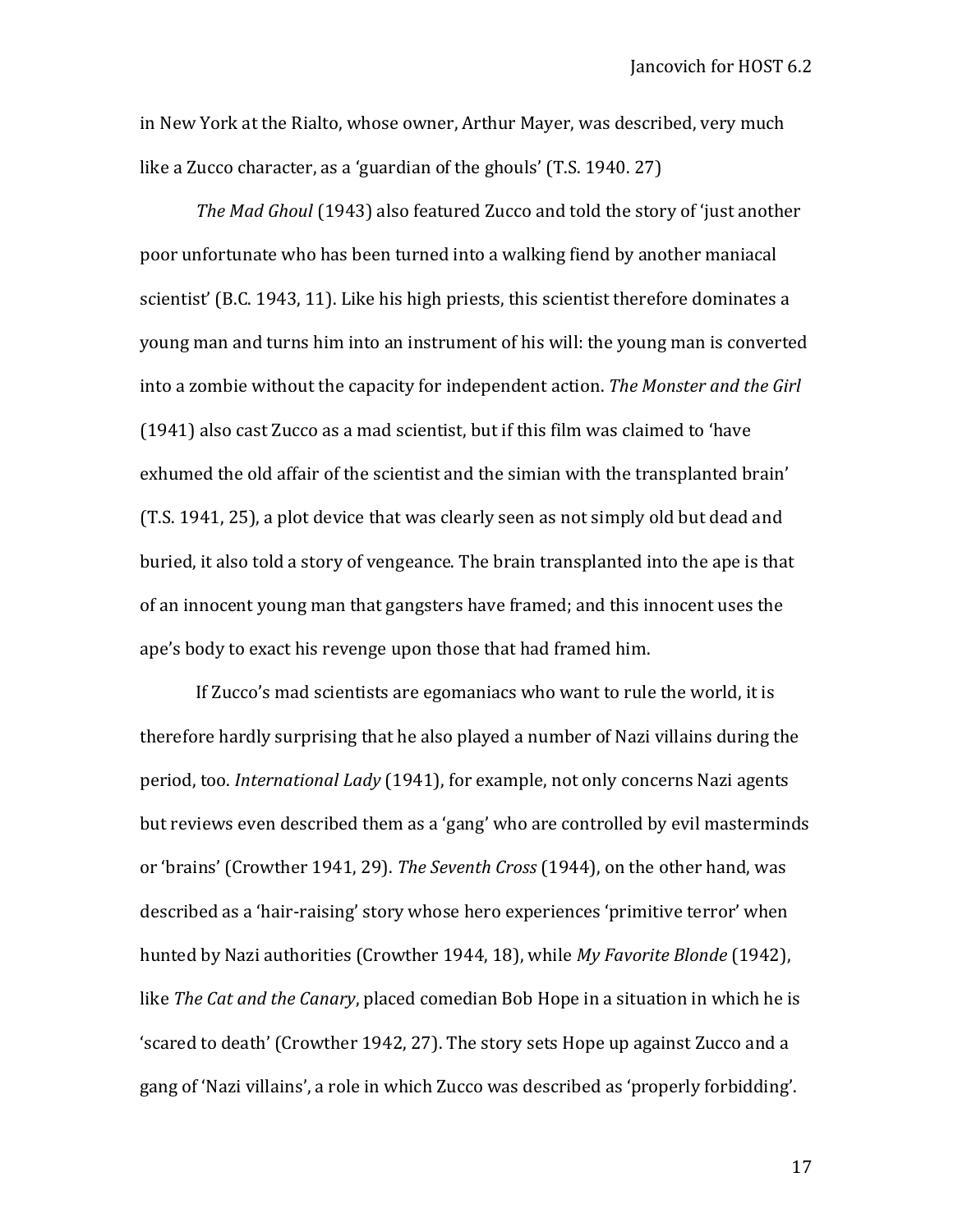in New York at the Rialto, whose owner, Arthur Mayer, was described, very much like a Zucco character, as a 'guardian of the ghouls' (T.S. 1940. 27)

*The Mad Ghoul* (1943) also featured Zucco and told the story of 'just another poor unfortunate who has been turned into a walking fiend by another maniacal scientist' (B.C. 1943, 11). Like his high priests, this scientist therefore dominates a young man and turns him into an instrument of his will: the young man is converted into a zombie without the capacity for independent action. *The Monster and the Girl* (1941) also cast Zucco as a mad scientist, but if this film was claimed to 'have exhumed the old affair of the scientist and the simian with the transplanted brain' (T.S. 1941, 25), a plot device that was clearly seen as not simply old but dead and buried, it also told a story of vengeance. The brain transplanted into the ape is that of an innocent young man that gangsters have framed; and this innocent uses the ape's body to exact his revenge upon those that had framed him.

If Zucco's mad scientists are egomaniacs who want to rule the world, it is therefore hardly surprising that he also played a number of Nazi villains during the period, too. *International Lady* (1941), for example, not only concerns Nazi agents but reviews even described them as a 'gang' who are controlled by evil masterminds or 'brains' (Crowther 1941, 29). *The Seventh Cross* (1944), on the other hand, was described as a 'hair-raising' story whose hero experiences 'primitive terror' when hunted by Nazi authorities (Crowther 1944, 18), while *My Favorite Blonde* (1942), like *The Cat and the Canary*, placed comedian Bob Hope in a situation in which he is 'scared to death' (Crowther 1942, 27). The story sets Hope up against Zucco and a gang of 'Nazi villains', a role in which Zucco was described as 'properly forbidding'.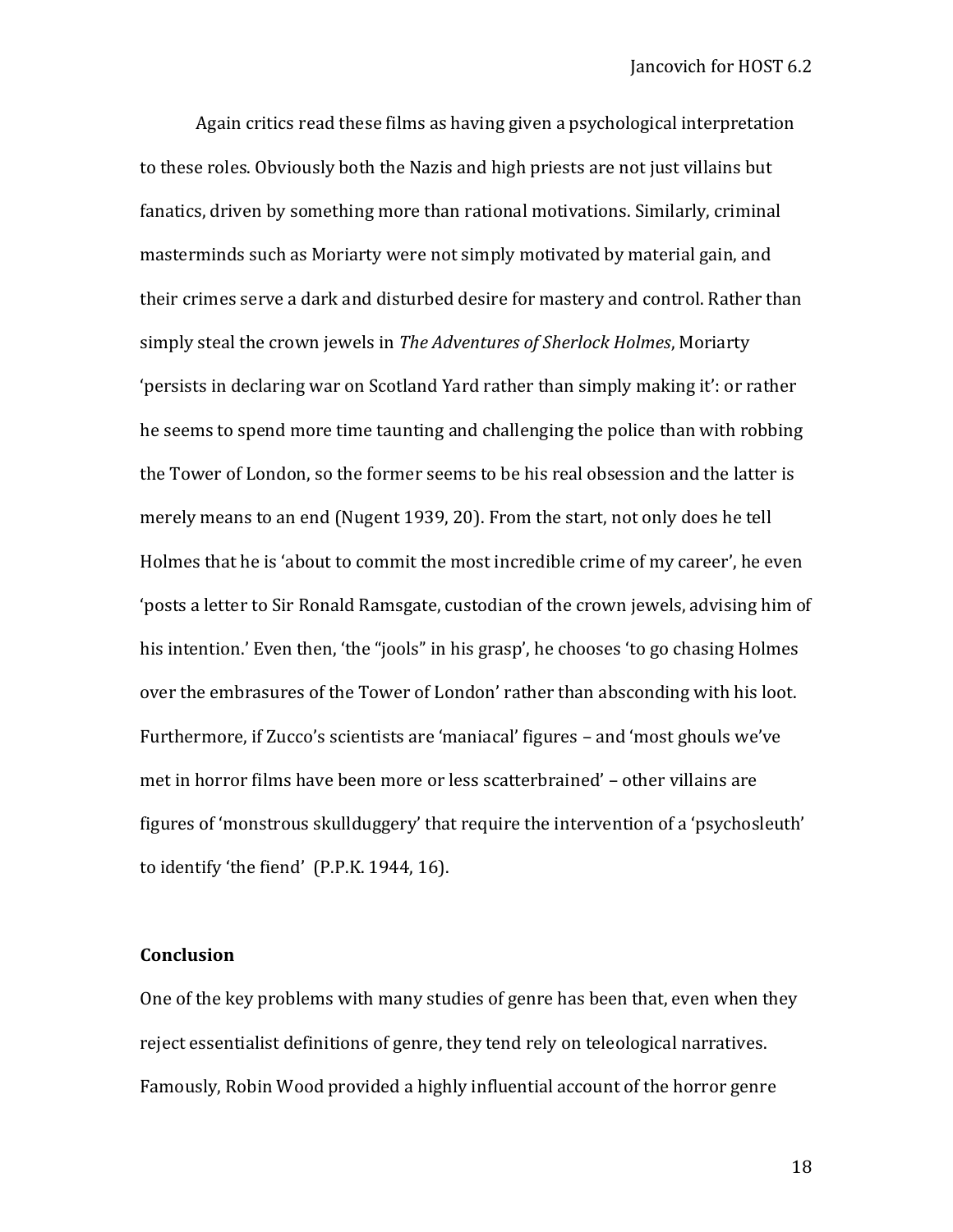Again critics read these films as having given a psychological interpretation to these roles. Obviously both the Nazis and high priests are not just villains but fanatics, driven by something more than rational motivations. Similarly, criminal masterminds such as Moriarty were not simply motivated by material gain, and their crimes serve a dark and disturbed desire for mastery and control. Rather than simply steal the crown jewels in *The Adventures of Sherlock Holmes*, Moriarty 'persists in declaring war on Scotland Yard rather than simply making it': or rather he seems to spend more time taunting and challenging the police than with robbing the Tower of London, so the former seems to be his real obsession and the latter is merely means to an end (Nugent 1939, 20). From the start, not only does he tell Holmes that he is 'about to commit the most incredible crime of my career', he even 'posts a letter to Sir Ronald Ramsgate, custodian of the crown jewels, advising him of his intention.' Even then, 'the "jools" in his grasp', he chooses 'to go chasing Holmes over the embrasures of the Tower of London' rather than absconding with his loot. Furthermore, if Zucco's scientists are 'maniacal' figures – and 'most ghouls we've met in horror films have been more or less scatterbrained' – other villains are figures of 'monstrous skullduggery' that require the intervention of a 'psychosleuth' to identify 'the fiend' (P.P.K. 1944, 16).

## Conclusion

One of the key problems with many studies of genre has been that, even when they reject essentialist definitions of genre, they tend rely on teleological narratives. Famously, Robin Wood provided a highly influential account of the horror genre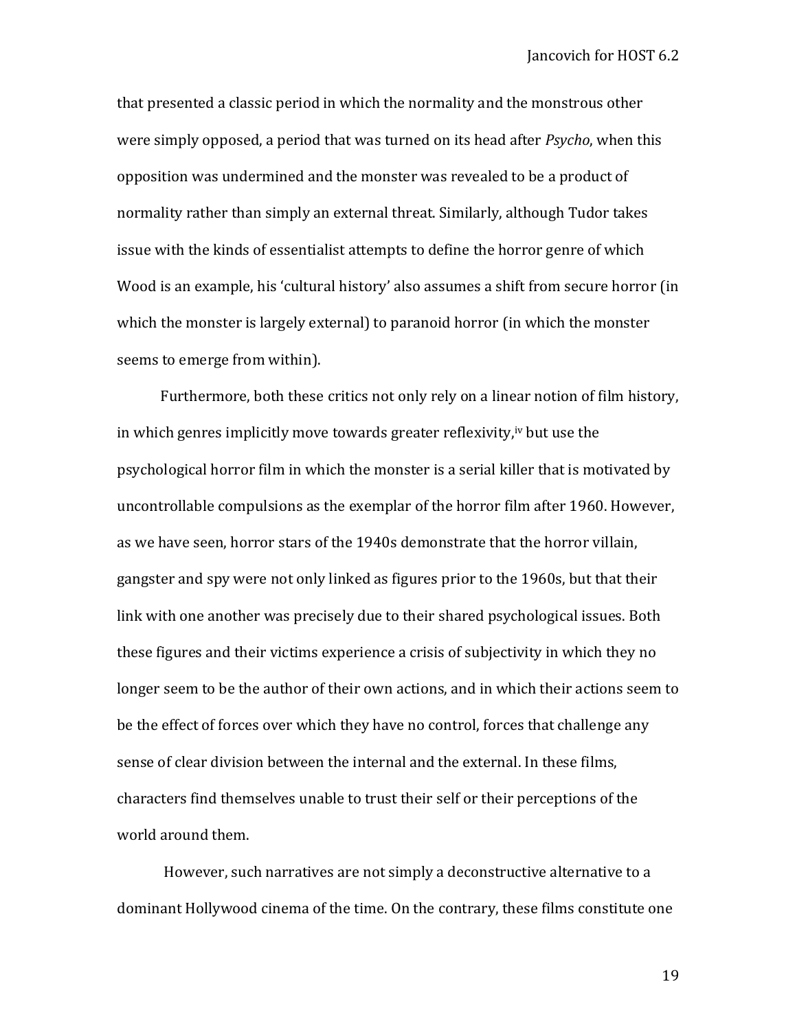that presented a classic period in which the normality and the monstrous other were simply opposed, a period that was turned on its head after *Psycho*, when this opposition was undermined and the monster was revealed to be a product of normality rather than simply an external threat. Similarly, although Tudor takes issue with the kinds of essentialist attempts to define the horror genre of which Wood is an example, his 'cultural history' also assumes a shift from secure horror (in which the monster is largely external) to paranoid horror (in which the monster seems to emerge from within).

Furthermore, both these critics not only rely on a linear notion of film history, in which genres implicitly move towards greater reflexivity,[iv] but use the psychological horror film in which the monster is a serial killer that is motivated by uncontrollable compulsions as the exemplar of the horror film after 1960. However, as we have seen, horror stars of the 1940s demonstrate that the horror villain, gangster and spy were not only linked as figures prior to the 1960s, but that their link with one another was precisely due to their shared psychological issues. Both these figures and their victims experience a crisis of subjectivity in which they no longer seem to be the author of their own actions, and in which their actions seem to be the effect of forces over which they have no control, forces that challenge any sense of clear division between the internal and the external. In these films, characters find themselves unable to trust their self or their perceptions of the world around them.

However, such narratives are not simply a deconstructive alternative to a dominant Hollywood cinema of the time. On the contrary, these films constitute one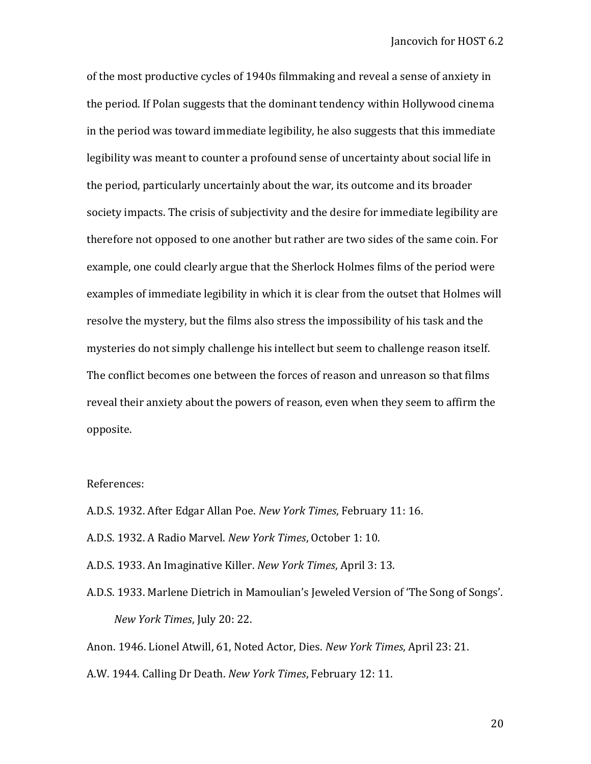of the most productive cycles of 1940s filmmaking and reveal a sense of anxiety in the period. If Polan suggests that the dominant tendency within Hollywood cinema in the period was toward immediate legibility, he also suggests that this immediate legibility was meant to counter a profound sense of uncertainty about social life in the period, particularly uncertainly about the war, its outcome and its broader society impacts. The crisis of subjectivity and the desire for immediate legibility are therefore not opposed to one another but rather are two sides of the same coin. For example, one could clearly argue that the Sherlock Holmes films of the period were examples of immediate legibility in which it is clear from the outset that Holmes will resolve the mystery, but the films also stress the impossibility of his task and the mysteries do not simply challenge his intellect but seem to challenge reason itself. The conflict becomes one between the forces of reason and unreason so that films reveal their anxiety about the powers of reason, even when they seem to affirm the opposite.

References:

A.D.S. 1932. After Edgar Allan Poe. *New York Times*, February 11: 16.

A.D.S. 1932. A Radio Marvel. *New York Times*, October 1: 10.

A.D.S. 1933. An Imaginative Killer. *New York Times*, April 3: 13.

A.D.S. 1933. Marlene Dietrich in Mamoulian's Jeweled Version of 'The Song of Songs'. *New York Times*, July 20: 22.

Anon. 1946. Lionel Atwill, 61, Noted Actor, Dies. *New York Times*, April 23: 21.

A.W. 1944. Calling Dr Death. *New York Times*, February 12: 11.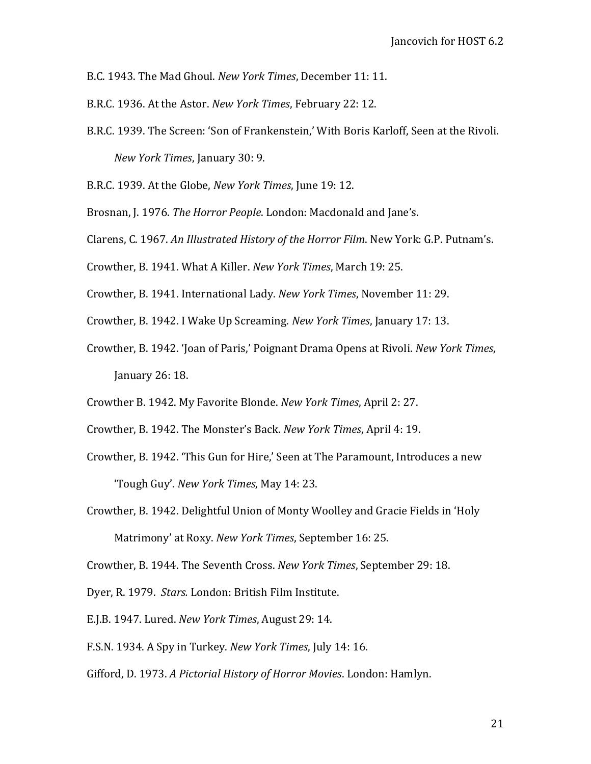B.C. 1943. The Mad Ghoul. *New York Times*, December 11: 11.

B.R.C. 1936. At the Astor. *New York Times*, February 22: 12.

B.R.C. 1939. The Screen: 'Son of Frankenstein,' With Boris Karloff, Seen at the Rivoli. *New York Times*, January 30: 9.

B.R.C. 1939. At the Globe, *New York Times*, June 19: 12.

Brosnan, J. 1976. *The Horror People*. London: Macdonald and Jane's.

Clarens, C. 1967. *An Illustrated History of the Horror Film*. New York: G.P. Putnam's.

Crowther, B. 1941. What A Killer. *New York Times*, March 19: 25.

Crowther, B. 1941. International Lady. *New York Times*, November 11: 29.

Crowther, B. 1942. I Wake Up Screaming. *New York Times*, January 17: 13.

Crowther, B. 1942. 'Joan of Paris,' Poignant Drama Opens at Rivoli. *New York Times*, January 26: 18.

Crowther B. 1942. My Favorite Blonde. *New York Times*, April 2: 27.

Crowther, B. 1942. The Monster's Back. *New York Times*, April 4: 19.

Crowther, B. 1942. 'This Gun for Hire,' Seen at The Paramount, Introduces a new 'Tough Guy'. *New York Times*, May 14: 23.

Crowther, B. 1942. Delightful Union of Monty Woolley and Gracie Fields in 'Holy Matrimony' at Roxy. *New York Times*, September 16: 25.

Crowther, B. 1944. The Seventh Cross. *New York Times*, September 29: 18.

Dyer, R. 1979. *Stars.* London: British Film Institute.

E.J.B. 1947. Lured. *New York Times*, August 29: 14.

F.S.N. 1934. A Spy in Turkey. *New York Times*, July 14: 16.

Gifford, D. 1973. *A Pictorial History of Horror Movies*. London: Hamlyn.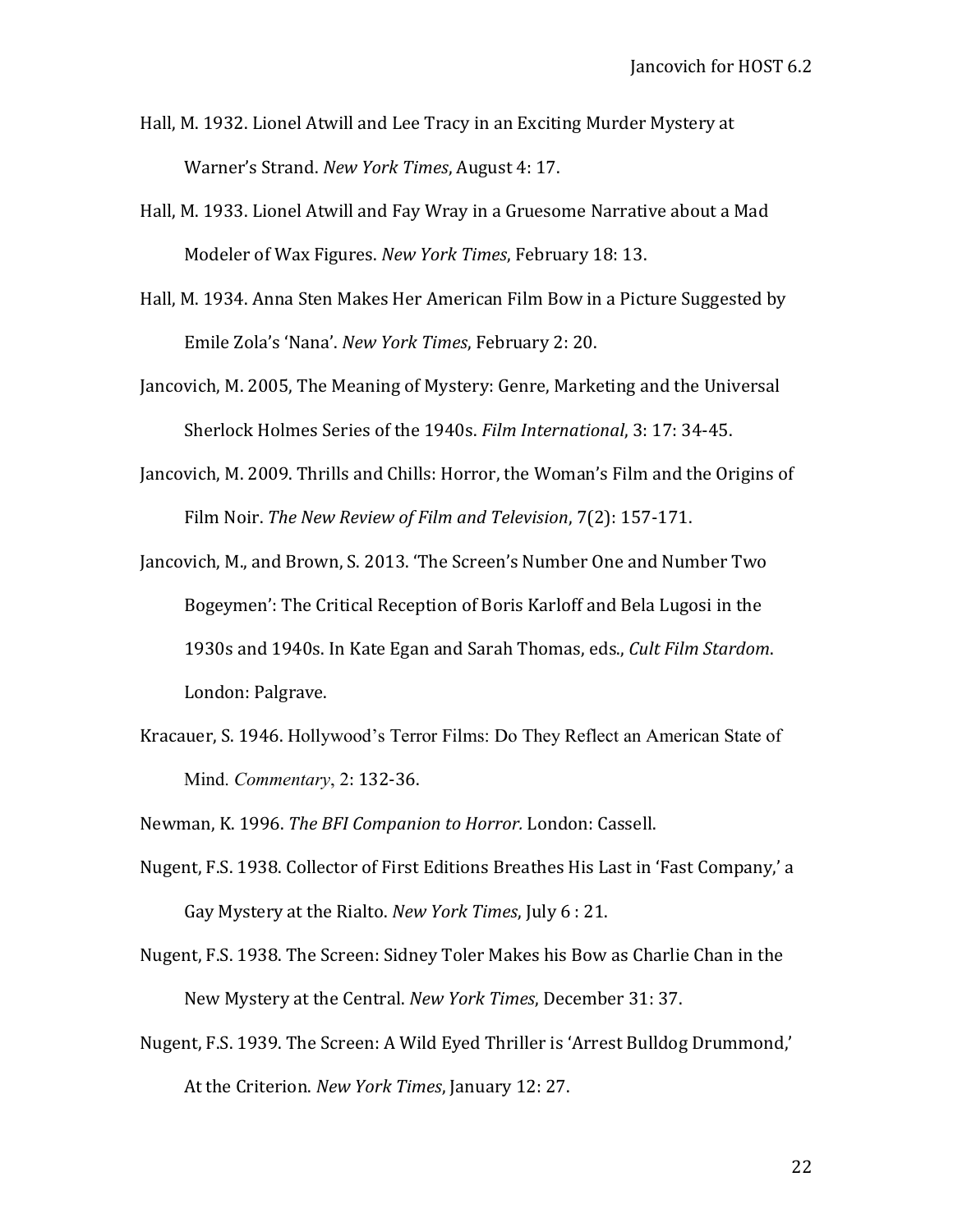Hall, M. 1932. Lionel Atwill and Lee Tracy in an Exciting Murder Mystery at Warner's Strand. *New York Times*, August 4: 17.

Hall, M. 1933. Lionel Atwill and Fay Wray in a Gruesome Narrative about a Mad Modeler of Wax Figures. *New York Times*, February 18: 13.

Hall, M. 1934. Anna Sten Makes Her American Film Bow in a Picture Suggested by Emile Zola's 'Nana'. *New York Times*, February 2: 20.

Jancovich, M. 2005, The Meaning of Mystery: Genre, Marketing and the Universal Sherlock Holmes Series of the 1940s. *Film International*, 3: 17: 34-45.

Jancovich, M. 2009. Thrills and Chills: Horror, the Woman's Film and the Origins of Film Noir. *The New Review of Film and Television*, 7(2): 157-171.

Jancovich, M., and Brown, S. 2013. 'The Screen's Number One and Number Two Bogeymen': The Critical Reception of Boris Karloff and Bela Lugosi in the 1930s and 1940s. In Kate Egan and Sarah Thomas, eds., *Cult Film Stardom*. London: Palgrave.

Kracauer, S. 1946. Hollywood's Terror Films: Do They Reflect an American State of Mind. *Commentary*, 2: 132-36.

Newman, K. 1996. *The BFI Companion to Horror.* London: Cassell.

Nugent, F.S. 1938. Collector of First Editions Breathes His Last in 'Fast Company,' a Gay Mystery at the Rialto. *New York Times*, July 6 : 21.

Nugent, F.S. 1938. The Screen: Sidney Toler Makes his Bow as Charlie Chan in the New Mystery at the Central. *New York Times*, December 31: 37.

Nugent, F.S. 1939. The Screen: A Wild Eyed Thriller is 'Arrest Bulldog Drummond,' At the Criterion. *New York Times*, January 12: 27.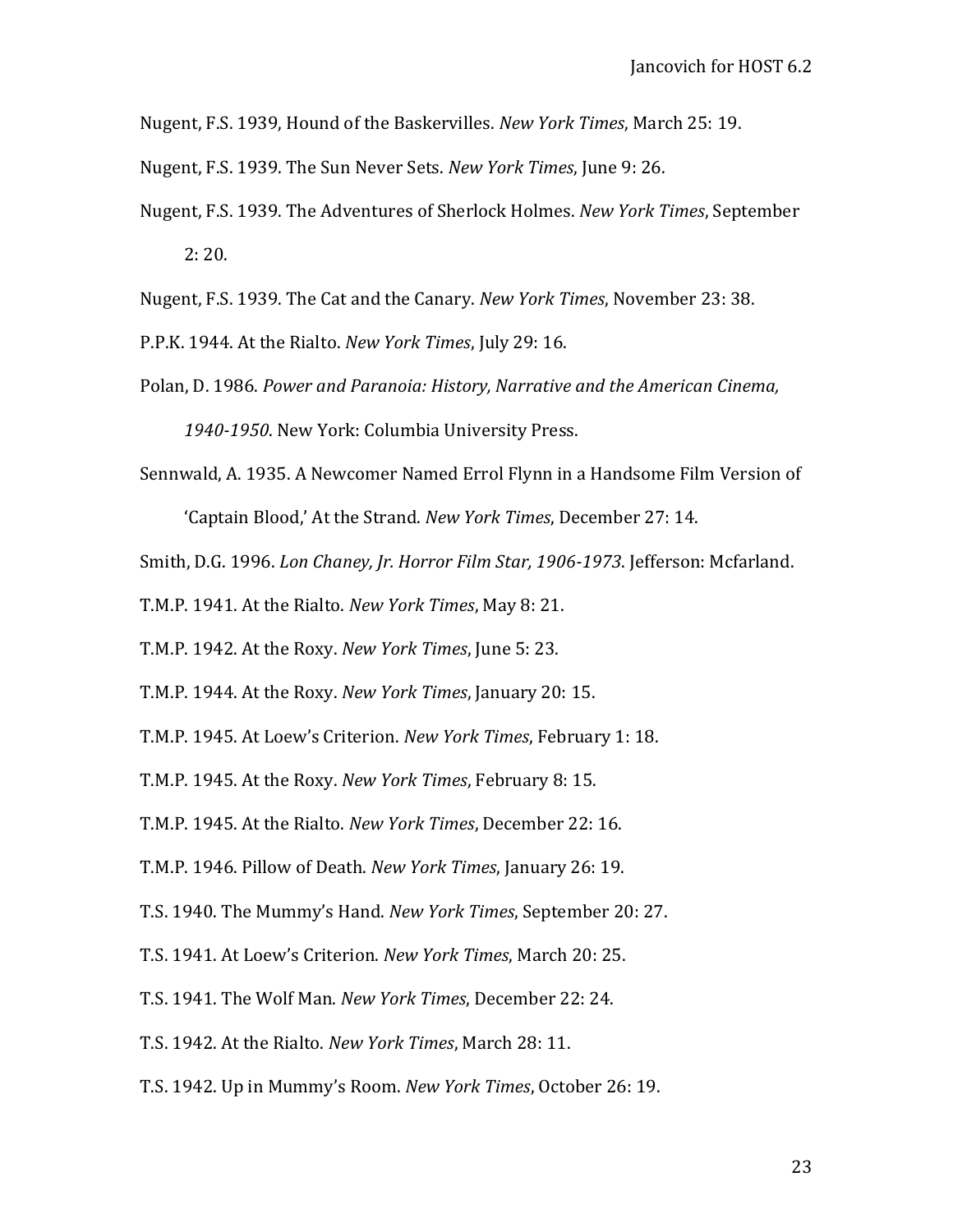Nugent, F.S. 1939, Hound of the Baskervilles. *New York Times*, March 25: 19.

Nugent, F.S. 1939. The Sun Never Sets. *New York Times*, June 9: 26.

Nugent, F.S. 1939. The Adventures of Sherlock Holmes. *New York Times*, September 2: 20.

Nugent, F.S. 1939. The Cat and the Canary. *New York Times*, November 23: 38.

P.P.K. 1944. At the Rialto. *New York Times*, July 29: 16.

Polan, D. 1986. *Power and Paranoia: History, Narrative and the American Cinema, 1940-1950*. New York: Columbia University Press.

Sennwald, A. 1935. A Newcomer Named Errol Flynn in a Handsome Film Version of 'Captain Blood,' At the Strand. *New York Times*, December 27: 14.

Smith, D.G. 1996. *Lon Chaney, Jr. Horror Film Star, 1906-1973*. Jefferson: Mcfarland.

T.M.P. 1941. At the Rialto. *New York Times*, May 8: 21.

T.M.P. 1942. At the Roxy. *New York Times*, June 5: 23.

T.M.P. 1944. At the Roxy. *New York Times*, January 20: 15.

T.M.P. 1945. At Loew's Criterion. *New York Times*, February 1: 18.

T.M.P. 1945. At the Roxy. *New York Times*, February 8: 15.

T.M.P. 1945. At the Rialto. *New York Times*, December 22: 16.

T.M.P. 1946. Pillow of Death. *New York Times*, January 26: 19.

T.S. 1940. The Mummy's Hand. *New York Times*, September 20: 27.

T.S. 1941. At Loew's Criterion. *New York Times*, March 20: 25.

T.S. 1941. The Wolf Man. *New York Times*, December 22: 24.

T.S. 1942. At the Rialto. *New York Times*, March 28: 11.

T.S. 1942. Up in Mummy's Room. *New York Times*, October 26: 19.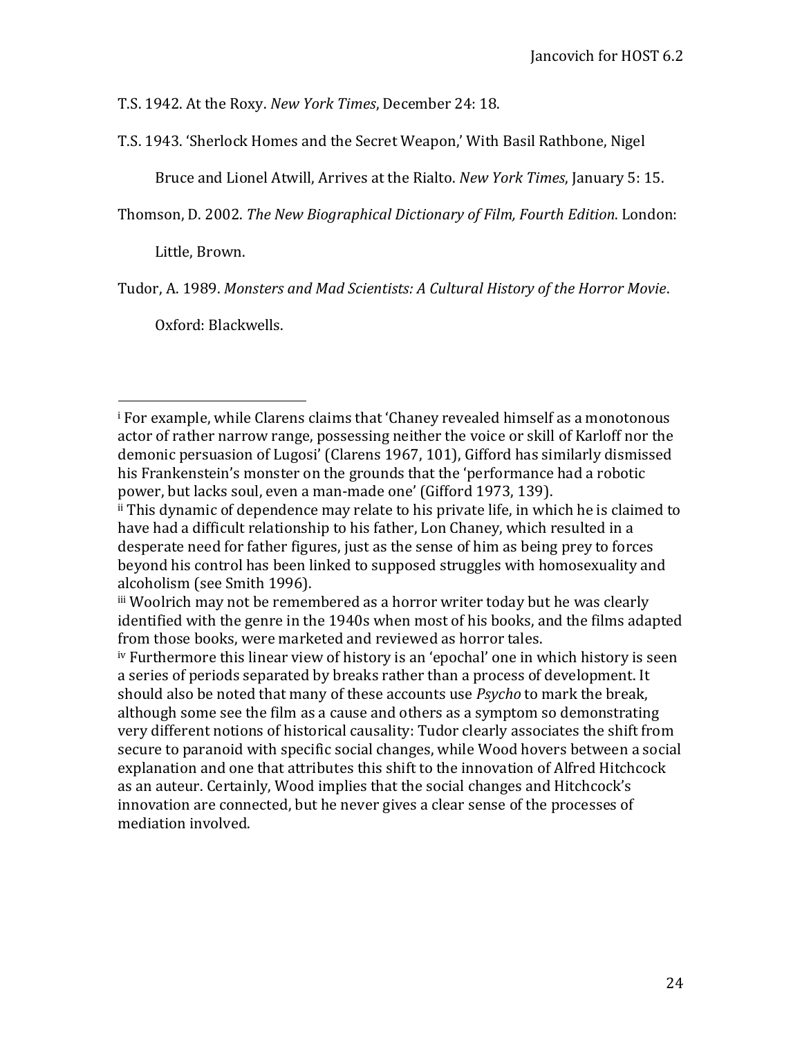T.S. 1942. At the Roxy. *New York Times*, December 24: 18.

T.S. 1943. 'Sherlock Homes and the Secret Weapon,' With Basil Rathbone, Nigel Bruce and Lionel Atwill, Arrives at the Rialto. *New York Times*, January 5: 15.

Thomson, D. 2002. *The New Biographical Dictionary of Film, Fourth Edition*. London: Little, Brown.

Tudor, A. 1989. *Monsters and Mad Scientists: A Cultural History of the Horror Movie*. Oxford: Blackwells.

---

[i] For example, while Clarens claims that 'Chaney revealed himself as a monotonous actor of rather narrow range, possessing neither the voice or skill of Karloff nor the demonic persuasion of Lugosi' (Clarens 1967, 101), Gifford has similarly dismissed his Frankenstein's monster on the grounds that the 'performance had a robotic power, but lacks soul, even a man-made one' (Gifford 1973, 139).

[ii] This dynamic of dependence may relate to his private life, in which he is claimed to have had a difficult relationship to his father, Lon Chaney, which resulted in a desperate need for father figures, just as the sense of him as being prey to forces beyond his control has been linked to supposed struggles with homosexuality and alcoholism (see Smith 1996).

[iii] Woolrich may not be remembered as a horror writer today but he was clearly identified with the genre in the 1940s when most of his books, and the films adapted from those books, were marketed and reviewed as horror tales.

[iv] Furthermore this linear view of history is an 'epochal' one in which history is seen a series of periods separated by breaks rather than a process of development. It should also be noted that many of these accounts use *Psycho* to mark the break, although some see the film as a cause and others as a symptom so demonstrating very different notions of historical causality: Tudor clearly associates the shift from secure to paranoid with specific social changes, while Wood hovers between a social explanation and one that attributes this shift to the innovation of Alfred Hitchcock as an auteur. Certainly, Wood implies that the social changes and Hitchcock's innovation are connected, but he never gives a clear sense of the processes of mediation involved.